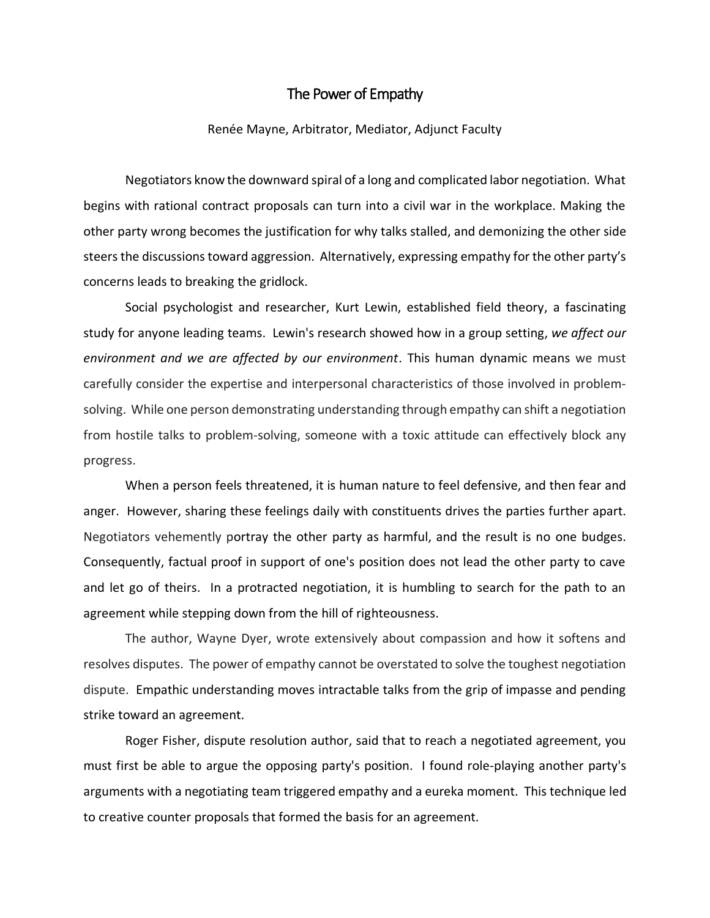# The Power of Empathy

Renée Mayne, Arbitrator, Mediator, Adjunct Faculty

Negotiators know the downward spiral of a long and complicated labor negotiation. What begins with rational contract proposals can turn into a civil war in the workplace. Making the other party wrong becomes the justification for why talks stalled, and demonizing the other side steers the discussions toward aggression. Alternatively, expressing empathy for the other party's concerns leads to breaking the gridlock.

Social psychologist and researcher, Kurt Lewin, established field theory, a fascinating study for anyone leading teams. Lewin's research showed how in a group setting, *we affect our environment and we are affected by our environment*. This human dynamic means we must carefully consider the expertise and interpersonal characteristics of those involved in problem-solving. While one person demonstrating understanding through empathy can shift a negotiation from hostile talks to problem-solving, someone with a toxic attitude can effectively block any progress.

When a person feels threatened, it is human nature to feel defensive, and then fear and anger. However, sharing these feelings daily with constituents drives the parties further apart. Negotiators vehemently portray the other party as harmful, and the result is no one budges. Consequently, factual proof in support of one's position does not lead the other party to cave and let go of theirs. In a protracted negotiation, it is humbling to search for the path to an agreement while stepping down from the hill of righteousness.

The author, Wayne Dyer, wrote extensively about compassion and how it softens and resolves disputes. The power of empathy cannot be overstated to solve the toughest negotiation dispute. Empathic understanding moves intractable talks from the grip of impasse and pending strike toward an agreement.

Roger Fisher, dispute resolution author, said that to reach a negotiated agreement, you must first be able to argue the opposing party's position. I found role-playing another party's arguments with a negotiating team triggered empathy and a eureka moment. This technique led to creative counter proposals that formed the basis for an agreement.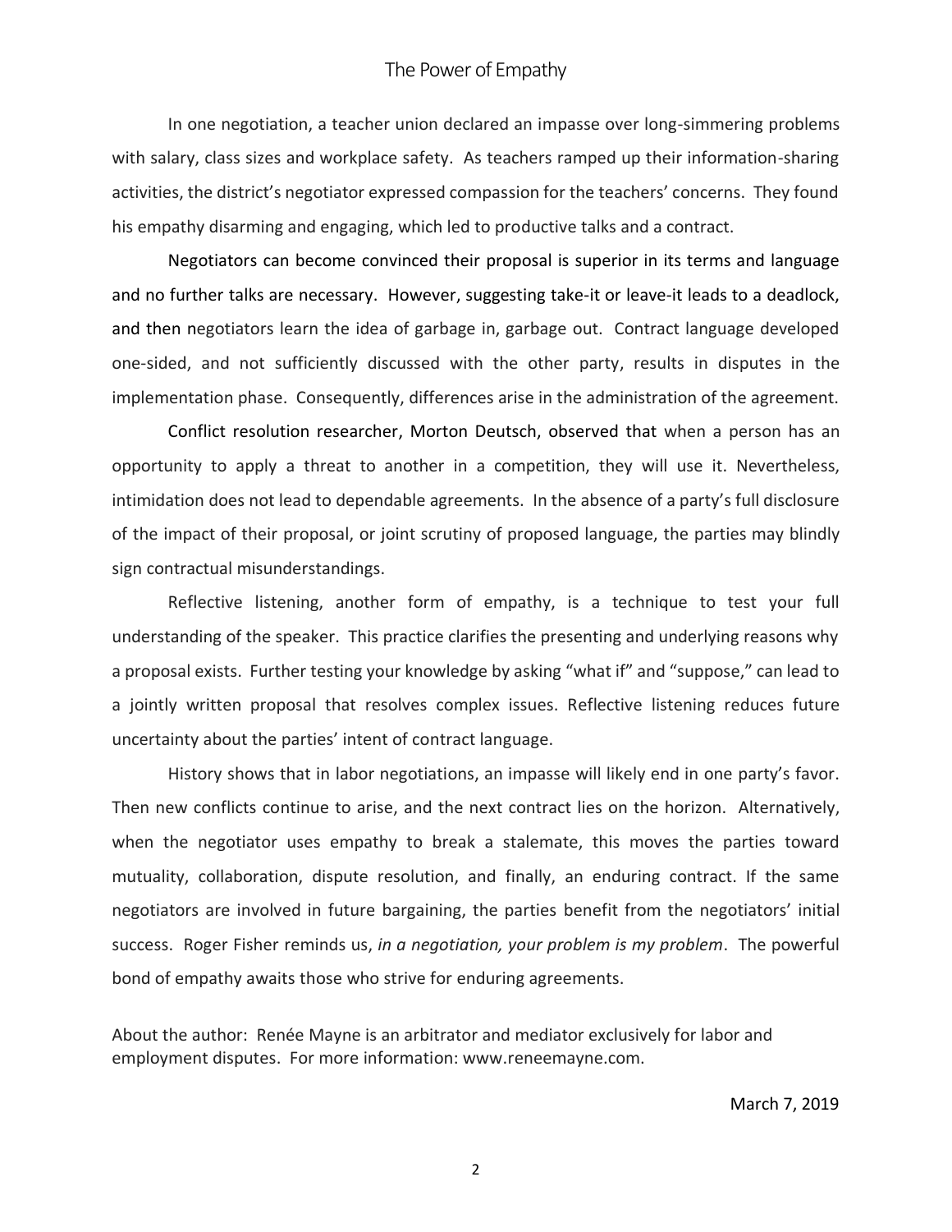In one negotiation, a teacher union declared an impasse over long-simmering problems with salary, class sizes and workplace safety. As teachers ramped up their information-sharing activities, the district's negotiator expressed compassion for the teachers' concerns. They found his empathy disarming and engaging, which led to productive talks and a contract.

Negotiators can become convinced their proposal is superior in its terms and language and no further talks are necessary. However, suggesting take-it or leave-it leads to a deadlock, and then negotiators learn the idea of garbage in, garbage out. Contract language developed one-sided, and not sufficiently discussed with the other party, results in disputes in the implementation phase. Consequently, differences arise in the administration of the agreement.

Conflict resolution researcher, Morton Deutsch, observed that when a person has an opportunity to apply a threat to another in a competition, they will use it. Nevertheless, intimidation does not lead to dependable agreements. In the absence of a party's full disclosure of the impact of their proposal, or joint scrutiny of proposed language, the parties may blindly sign contractual misunderstandings.

Reflective listening, another form of empathy, is a technique to test your full understanding of the speaker. This practice clarifies the presenting and underlying reasons why a proposal exists. Further testing your knowledge by asking "what if" and "suppose," can lead to a jointly written proposal that resolves complex issues. Reflective listening reduces future uncertainty about the parties' intent of contract language.

History shows that in labor negotiations, an impasse will likely end in one party's favor. Then new conflicts continue to arise, and the next contract lies on the horizon. Alternatively, when the negotiator uses empathy to break a stalemate, this moves the parties toward mutuality, collaboration, dispute resolution, and finally, an enduring contract. If the same negotiators are involved in future bargaining, the parties benefit from the negotiators' initial success. Roger Fisher reminds us, *in a negotiation, your problem is my problem*. The powerful bond of empathy awaits those who strive for enduring agreements.

About the author: Renée Mayne is an arbitrator and mediator exclusively for labor and employment disputes. For more information: www.reneemayne.com.

March 7, 2019